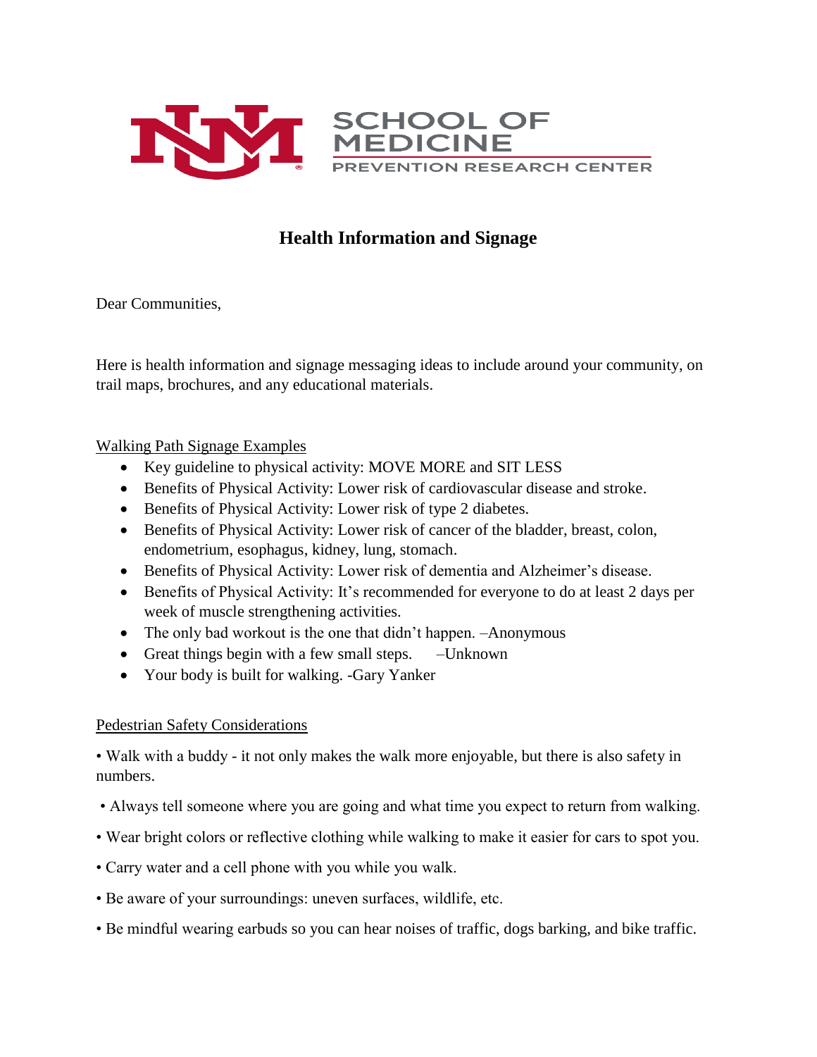SCHOOL OF MEDICINE

PREVENTION RESEARCH CENTER

# Health Information and Signage

Dear Communities,

Here is health information and signage messaging ideas to include around your community, on trail maps, brochures, and any educational materials.

## Walking Path Signage Examples

- Key guideline to physical activity: MOVE MORE and SIT LESS
- Benefits of Physical Activity: Lower risk of cardiovascular disease and stroke.
- Benefits of Physical Activity: Lower risk of type 2 diabetes.
- Benefits of Physical Activity: Lower risk of cancer of the bladder, breast, colon, endometrium, esophagus, kidney, lung, stomach.
- Benefits of Physical Activity: Lower risk of dementia and Alzheimer's disease.
- Benefits of Physical Activity: It's recommended for everyone to do at least 2 days per week of muscle strengthening activities.
- The only bad workout is the one that didn't happen. –Anonymous
- Great things begin with a few small steps. –Unknown
- Your body is built for walking. -Gary Yanker

## Pedestrian Safety Considerations

- Walk with a buddy - it not only makes the walk more enjoyable, but there is also safety in numbers.
- Always tell someone where you are going and what time you expect to return from walking.
- Wear bright colors or reflective clothing while walking to make it easier for cars to spot you.
- Carry water and a cell phone with you while you walk.
- Be aware of your surroundings: uneven surfaces, wildlife, etc.
- Be mindful wearing earbuds so you can hear noises of traffic, dogs barking, and bike traffic.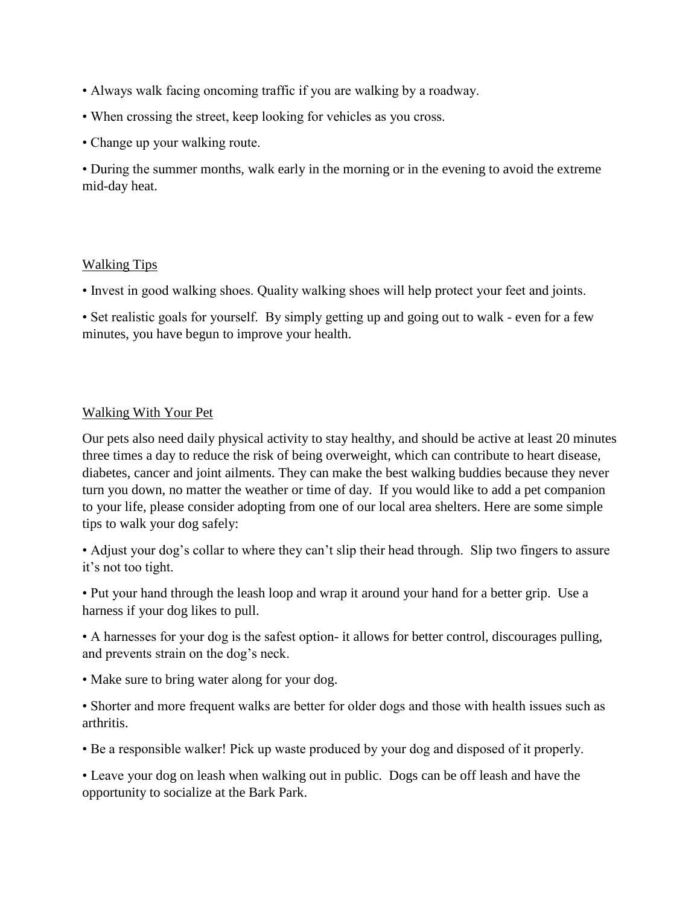- Always walk facing oncoming traffic if you are walking by a roadway.
- When crossing the street, keep looking for vehicles as you cross.
- Change up your walking route.
- During the summer months, walk early in the morning or in the evening to avoid the extreme mid-day heat.

## Walking Tips

- Invest in good walking shoes. Quality walking shoes will help protect your feet and joints.
- Set realistic goals for yourself. By simply getting up and going out to walk - even for a few minutes, you have begun to improve your health.

## Walking With Your Pet

Our pets also need daily physical activity to stay healthy, and should be active at least 20 minutes three times a day to reduce the risk of being overweight, which can contribute to heart disease, diabetes, cancer and joint ailments. They can make the best walking buddies because they never turn you down, no matter the weather or time of day. If you would like to add a pet companion to your life, please consider adopting from one of our local area shelters. Here are some simple tips to walk your dog safely:

- Adjust your dog's collar to where they can't slip their head through. Slip two fingers to assure it's not too tight.
- Put your hand through the leash loop and wrap it around your hand for a better grip. Use a harness if your dog likes to pull.
- A harnesses for your dog is the safest option- it allows for better control, discourages pulling, and prevents strain on the dog's neck.
- Make sure to bring water along for your dog.
- Shorter and more frequent walks are better for older dogs and those with health issues such as arthritis.
- Be a responsible walker! Pick up waste produced by your dog and disposed of it properly.
- Leave your dog on leash when walking out in public. Dogs can be off leash and have the opportunity to socialize at the Bark Park.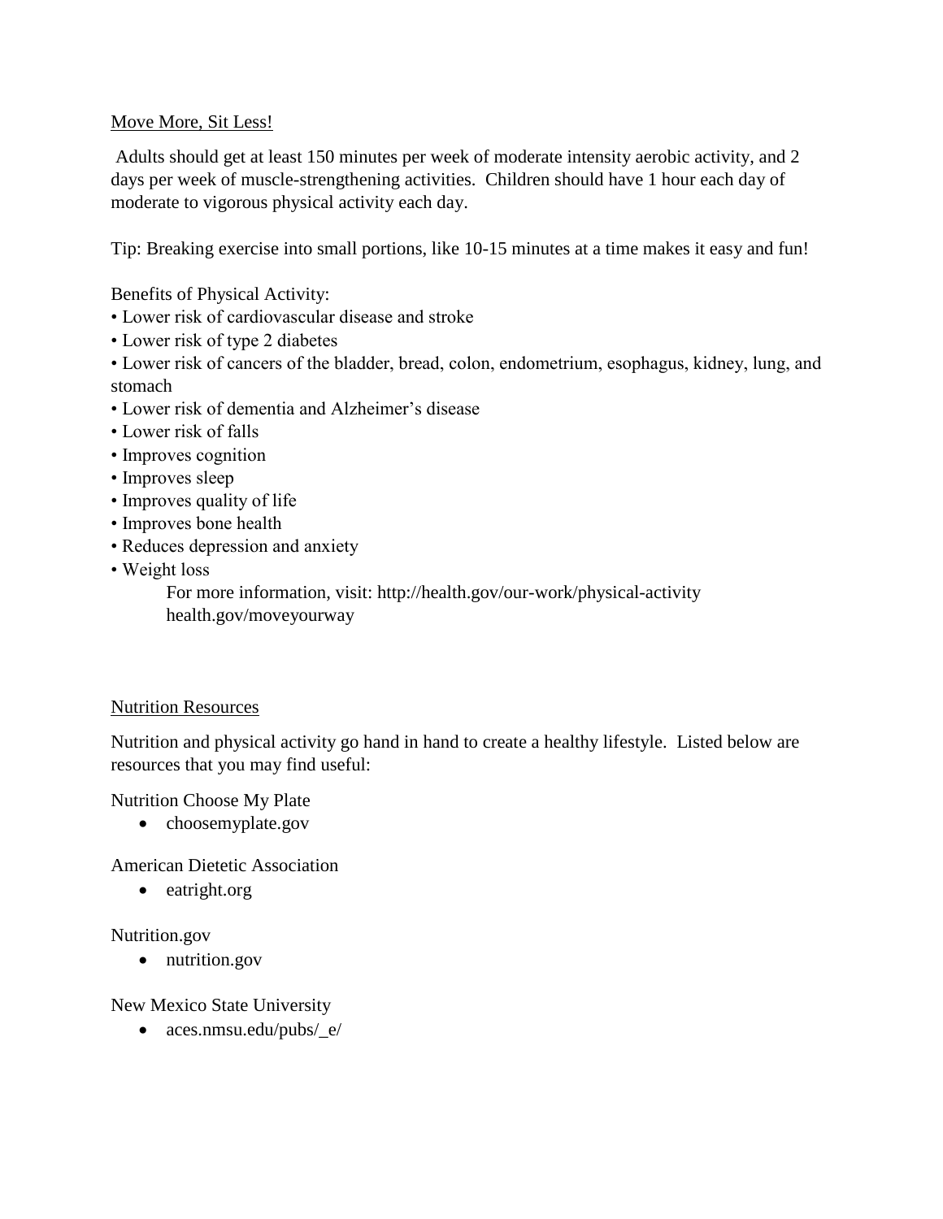Move More, Sit Less!

Adults should get at least 150 minutes per week of moderate intensity aerobic activity, and 2 days per week of muscle-strengthening activities. Children should have 1 hour each day of moderate to vigorous physical activity each day.

Tip: Breaking exercise into small portions, like 10-15 minutes at a time makes it easy and fun!

Benefits of Physical Activity:

- Lower risk of cardiovascular disease and stroke
- Lower risk of type 2 diabetes
- Lower risk of cancers of the bladder, bread, colon, endometrium, esophagus, kidney, lung, and stomach
- Lower risk of dementia and Alzheimer's disease
- Lower risk of falls
- Improves cognition
- Improves sleep
- Improves quality of life
- Improves bone health
- Reduces depression and anxiety
- Weight loss

For more information, visit: http://health.gov/our-work/physical-activity
health.gov/moveyourway

Nutrition Resources

Nutrition and physical activity go hand in hand to create a healthy lifestyle. Listed below are resources that you may find useful:

Nutrition Choose My Plate

- choosemyplate.gov

American Dietetic Association

- eatright.org

Nutrition.gov

- nutrition.gov

New Mexico State University

- aces.nmsu.edu/pubs/_e/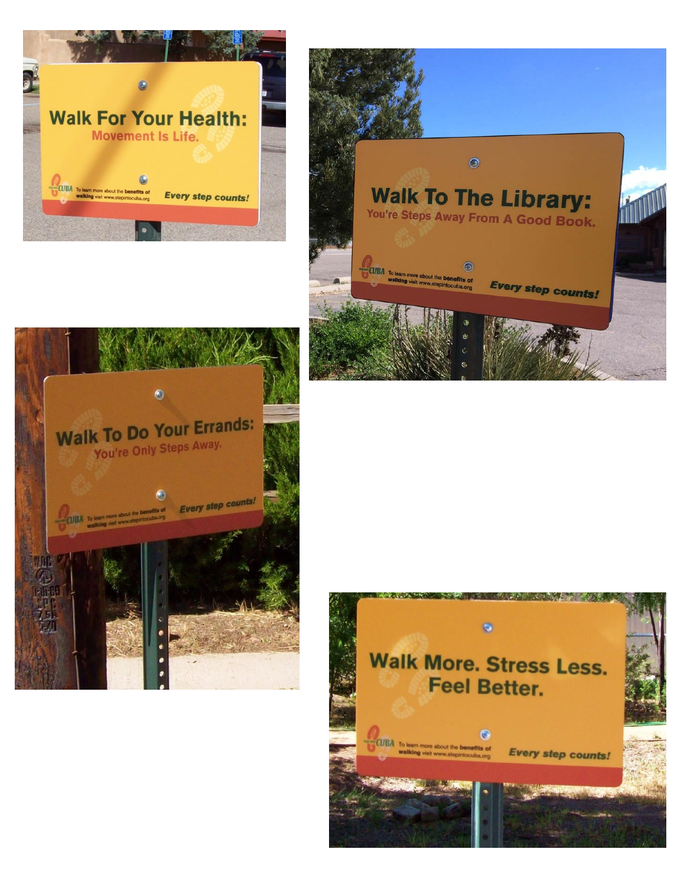Walk For Your Health:

Movement Is Life.

Step into CUBA To learn more about the benefits of walking visit www.stepintocuba.org

Every step counts!

Walk To The Library:

You're Steps Away From A Good Book.

Step into CUBA To learn more about the benefits of walking visit www.stepintocuba.org

Every step counts!

Walk To Do Your Errands:

You're Only Steps Away.

Step into CUBA To learn more about the benefits of walking visit www.stepintocuba.org

Every step counts!

Walk More. Stress Less.

Feel Better.

Step into CUBA To learn more about the benefits of walking visit www.stepintocuba.org

Every step counts!